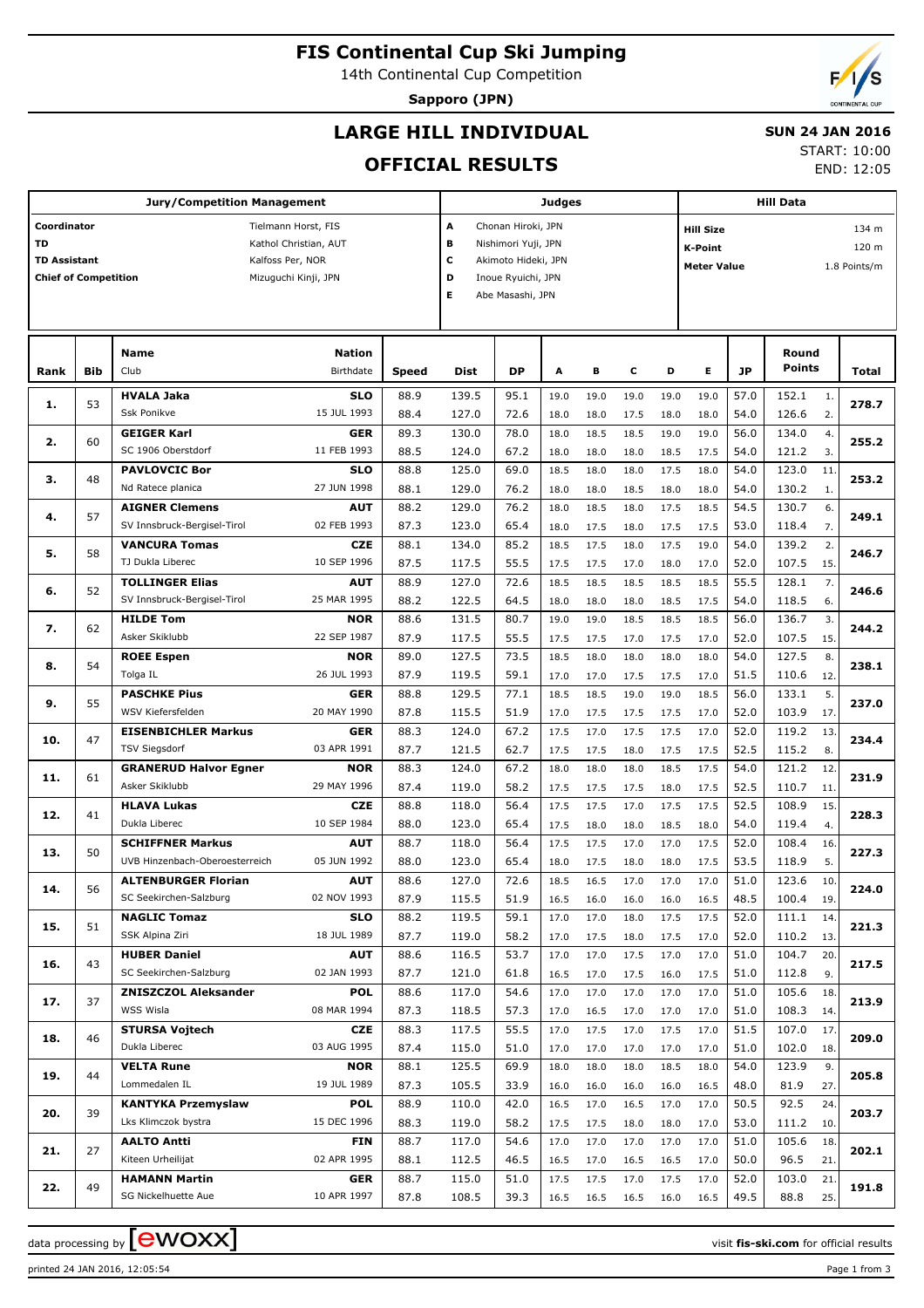# FIS Continental Cup Ski Jumping

14th Continental Cup Competition

**Sapporo (JPN)**

## LARGE HILL INDIVIDUAL

## OFFICIAL RESULTS

**SUN 24 JAN 2016**

START: 10:00

END: 12:05

| Jury/Competition Management | | Judges | | Hill Data | |
|---|---|---|---|---|---|
| Coordinator | Tielmann Horst, FIS | A | Chonan Hiroki, JPN | Hill Size | 134 m |
| TD | Kathol Christian, AUT | B | Nishimori Yuji, JPN | K-Point | 120 m |
| TD Assistant | Kalfoss Per, NOR | C | Akimoto Hideki, JPN | Meter Value | 1.8 Points/m |
| Chief of Competition | Mizuguchi Kinji, JPN | D | Inoue Ryuichi, JPN | | |
| | | E | Abe Masashi, JPN | | |

| Rank | Bib | Name / Club | Nation / Birthdate | Speed | Dist | DP | A | B | C | D | E | JP | Round Points | | Total |
|---|---|---|---|---|---|---|---|---|---|---|---|---|---|---|---|
| 1. | 53 | **HVALA Jaka** | **SLO** | 88.9 | 139.5 | 95.1 | 19.0 | 19.0 | 19.0 | 19.0 | 19.0 | 57.0 | 152.1 | 1. | 278.7 |
| | | Ssk Ponikve | 15 JUL 1993 | 88.4 | 127.0 | 72.6 | 18.0 | 18.0 | 17.5 | 18.0 | 18.0 | 54.0 | 126.6 | 2. | |
| 2. | 60 | **GEIGER Karl** | **GER** | 89.3 | 130.0 | 78.0 | 18.0 | 18.5 | 18.5 | 19.0 | 19.0 | 56.0 | 134.0 | 4. | 255.2 |
| | | SC 1906 Oberstdorf | 11 FEB 1993 | 88.5 | 124.0 | 67.2 | 18.0 | 18.0 | 18.0 | 18.5 | 17.5 | 54.0 | 121.2 | 3. | |
| 3. | 48 | **PAVLOVCIC Bor** | **SLO** | 88.8 | 125.0 | 69.0 | 18.5 | 18.0 | 18.0 | 17.5 | 18.0 | 54.0 | 123.0 | 11. | 253.2 |
| | | Nd Ratece planica | 27 JUN 1998 | 88.1 | 129.0 | 76.2 | 18.0 | 18.0 | 18.5 | 18.0 | 18.0 | 54.0 | 130.2 | 1. | |
| 4. | 57 | **AIGNER Clemens** | **AUT** | 88.2 | 129.0 | 76.2 | 18.0 | 18.5 | 18.0 | 17.5 | 18.5 | 54.5 | 130.7 | 6. | 249.1 |
| | | SV Innsbruck-Bergisel-Tirol | 02 FEB 1993 | 87.3 | 123.0 | 65.4 | 18.0 | 17.5 | 18.0 | 17.5 | 17.5 | 53.0 | 118.4 | 7. | |
| 5. | 58 | **VANCURA Tomas** | **CZE** | 88.1 | 134.0 | 85.2 | 18.5 | 17.5 | 18.0 | 17.5 | 19.0 | 54.0 | 139.2 | 2. | 246.7 |
| | | TJ Dukla Liberec | 10 SEP 1996 | 87.5 | 117.5 | 55.5 | 17.5 | 17.5 | 17.0 | 18.0 | 17.0 | 52.0 | 107.5 | 15. | |
| 6. | 52 | **TOLLINGER Elias** | **AUT** | 88.9 | 127.0 | 72.6 | 18.5 | 18.5 | 18.5 | 18.5 | 18.5 | 55.5 | 128.1 | 7. | 246.6 |
| | | SV Innsbruck-Bergisel-Tirol | 25 MAR 1995 | 88.2 | 122.5 | 64.5 | 18.0 | 18.0 | 18.0 | 18.5 | 17.5 | 54.0 | 118.5 | 6. | |
| 7. | 62 | **HILDE Tom** | **NOR** | 88.6 | 131.5 | 80.7 | 19.0 | 19.0 | 18.5 | 18.5 | 18.5 | 56.0 | 136.7 | 3. | 244.2 |
| | | Asker Skiklubb | 22 SEP 1987 | 87.9 | 117.5 | 55.5 | 17.5 | 17.5 | 17.0 | 17.5 | 17.0 | 52.0 | 107.5 | 15. | |
| 8. | 54 | **ROEE Espen** | **NOR** | 89.0 | 127.5 | 73.5 | 18.5 | 18.0 | 18.0 | 18.0 | 18.0 | 54.0 | 127.5 | 8. | 238.1 |
| | | Tolga IL | 26 JUL 1993 | 87.9 | 119.5 | 59.1 | 17.0 | 17.0 | 17.5 | 17.5 | 17.0 | 51.5 | 110.6 | 12. | |
| 9. | 55 | **PASCHKE Pius** | **GER** | 88.8 | 129.5 | 77.1 | 18.5 | 18.5 | 19.0 | 19.0 | 18.5 | 56.0 | 133.1 | 5. | 237.0 |
| | | WSV Kiefersfelden | 20 MAY 1990 | 87.8 | 115.5 | 51.9 | 17.0 | 17.5 | 17.5 | 17.5 | 17.0 | 52.0 | 103.9 | 17. | |
| 10. | 47 | **EISENBICHLER Markus** | **GER** | 88.3 | 124.0 | 67.2 | 17.5 | 17.0 | 17.5 | 17.5 | 17.0 | 52.0 | 119.2 | 13. | 234.4 |
| | | TSV Siegsdorf | 03 APR 1991 | 87.7 | 121.5 | 62.7 | 17.5 | 17.5 | 18.0 | 17.5 | 17.5 | 52.5 | 115.2 | 8. | |
| 11. | 61 | **GRANERUD Halvor Egner** | **NOR** | 88.3 | 124.0 | 67.2 | 18.0 | 18.0 | 18.0 | 18.5 | 17.5 | 54.0 | 121.2 | 12. | 231.9 |
| | | Asker Skiklubb | 29 MAY 1996 | 87.4 | 119.0 | 58.2 | 17.5 | 17.5 | 17.5 | 18.0 | 17.5 | 52.5 | 110.7 | 11. | |
| 12. | 41 | **HLAVA Lukas** | **CZE** | 88.8 | 118.0 | 56.4 | 17.5 | 17.5 | 17.0 | 17.5 | 17.5 | 52.5 | 108.9 | 15. | 228.3 |
| | | Dukla Liberec | 10 SEP 1984 | 88.0 | 123.0 | 65.4 | 17.5 | 18.0 | 18.0 | 18.5 | 18.0 | 54.0 | 119.4 | 4. | |
| 13. | 50 | **SCHIFFNER Markus** | **AUT** | 88.7 | 118.0 | 56.4 | 17.5 | 17.5 | 17.0 | 17.0 | 17.5 | 52.0 | 108.4 | 16. | 227.3 |
| | | UVB Hinzenbach-Oberoesterreich | 05 JUN 1992 | 88.0 | 123.0 | 65.4 | 18.0 | 17.5 | 18.0 | 18.0 | 17.5 | 53.5 | 118.9 | 5. | |
| 14. | 56 | **ALTENBURGER Florian** | **AUT** | 88.6 | 127.0 | 72.6 | 18.5 | 16.5 | 17.0 | 17.0 | 17.0 | 51.0 | 123.6 | 10. | 224.0 |
| | | SC Seekirchen-Salzburg | 02 NOV 1993 | 87.9 | 115.5 | 51.9 | 16.5 | 16.0 | 16.0 | 16.0 | 16.5 | 48.5 | 100.4 | 19. | |
| 15. | 51 | **NAGLIC Tomaz** | **SLO** | 88.2 | 119.5 | 59.1 | 17.0 | 17.0 | 18.0 | 17.5 | 17.5 | 52.0 | 111.1 | 14. | 221.3 |
| | | SSK Alpina Ziri | 18 JUL 1989 | 87.7 | 119.0 | 58.2 | 17.0 | 17.5 | 18.0 | 17.5 | 17.0 | 52.0 | 110.2 | 13. | |
| 16. | 43 | **HUBER Daniel** | **AUT** | 88.6 | 116.5 | 53.7 | 17.0 | 17.0 | 17.5 | 17.0 | 17.0 | 51.0 | 104.7 | 20. | 217.5 |
| | | SC Seekirchen-Salzburg | 02 JAN 1993 | 87.7 | 121.0 | 61.8 | 16.5 | 17.0 | 17.5 | 16.0 | 17.5 | 51.0 | 112.8 | 9. | |
| 17. | 37 | **ZNISZCZOL Aleksander** | **POL** | 88.6 | 117.0 | 54.6 | 17.0 | 17.0 | 17.0 | 17.0 | 17.0 | 51.0 | 105.6 | 18. | 213.9 |
| | | WSS Wisla | 08 MAR 1994 | 87.3 | 118.5 | 57.3 | 17.0 | 16.5 | 17.0 | 17.0 | 17.0 | 51.0 | 108.3 | 14. | |
| 18. | 46 | **STURSA Vojtech** | **CZE** | 88.3 | 117.5 | 55.5 | 17.0 | 17.5 | 17.0 | 17.5 | 17.0 | 51.5 | 107.0 | 17. | 209.0 |
| | | Dukla Liberec | 03 AUG 1995 | 87.4 | 115.0 | 51.0 | 17.0 | 17.0 | 17.0 | 17.0 | 17.0 | 51.0 | 102.0 | 18. | |
| 19. | 44 | **VELTA Rune** | **NOR** | 88.1 | 125.5 | 69.9 | 18.0 | 18.0 | 18.0 | 18.5 | 18.0 | 54.0 | 123.9 | 9. | 205.8 |
| | | Lommedalen IL | 19 JUL 1989 | 87.3 | 105.5 | 33.9 | 16.0 | 16.0 | 16.0 | 16.0 | 16.5 | 48.0 | 81.9 | 27. | |
| 20. | 39 | **KANTYKA Przemyslaw** | **POL** | 88.9 | 110.0 | 42.0 | 16.5 | 17.0 | 16.5 | 17.0 | 17.0 | 50.5 | 92.5 | 24. | 203.7 |
| | | Lks Klimczok bystra | 15 DEC 1996 | 88.3 | 119.0 | 58.2 | 17.5 | 17.5 | 18.0 | 18.0 | 17.0 | 53.0 | 111.2 | 10. | |
| 21. | 27 | **AALTO Antti** | **FIN** | 88.7 | 117.0 | 54.6 | 17.0 | 17.0 | 17.0 | 17.0 | 17.0 | 51.0 | 105.6 | 18. | 202.1 |
| | | Kiteen Urheilijat | 02 APR 1995 | 88.1 | 112.5 | 46.5 | 16.5 | 17.0 | 16.5 | 16.5 | 17.0 | 50.0 | 96.5 | 21. | |
| 22. | 49 | **HAMANN Martin** | **GER** | 88.7 | 115.0 | 51.0 | 17.5 | 17.5 | 17.0 | 17.5 | 17.0 | 52.0 | 103.0 | 21. | 191.8 |
| | | SG Nickelhuette Aue | 10 APR 1997 | 87.8 | 108.5 | 39.3 | 16.5 | 16.5 | 16.5 | 16.0 | 16.5 | 49.5 | 88.8 | 25. | |

data processing by ewoxx — visit fis-ski.com for official results

printed 24 JAN 2016, 12:05:54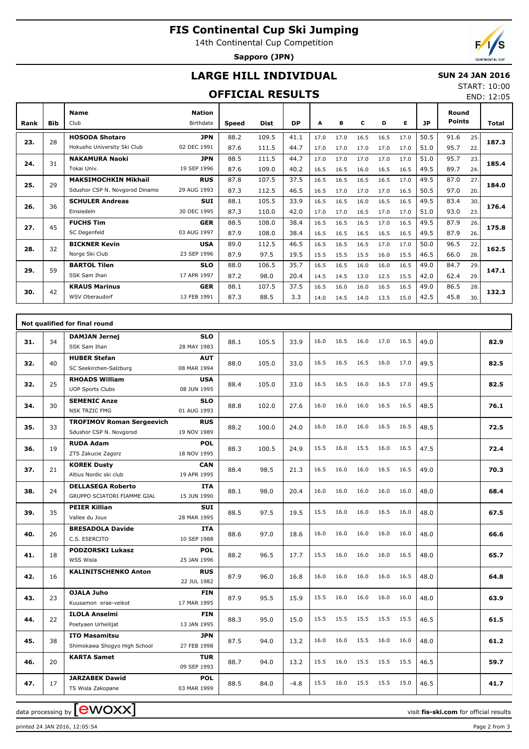# FIS Continental Cup Ski Jumping

14th Continental Cup Competition

**Sapporo (JPN)**

## LARGE HILL INDIVIDUAL

**SUN 24 JAN 2016**

START: 10:00
END: 12:05

## OFFICIAL RESULTS

| Rank | Bib | Name / Club | Nation / Birthdate | Speed | Dist | DP | A | B | C | D | E | JP | Round Points | | Total |
|---|---|---|---|---|---|---|---|---|---|---|---|---|---|---|---|
| 23. | 28 | **HOSODA Shotaro** | **JPN** | 88.2 | 109.5 | 41.1 | 17.0 | 17.0 | 16.5 | 16.5 | 17.0 | 50.5 | 91.6 | 25. | **187.3** |
| | | Hokusho University Ski Club | 02 DEC 1991 | 87.6 | 111.5 | 44.7 | 17.0 | 17.0 | 17.0 | 17.0 | 17.0 | 51.0 | 95.7 | 22. | |
| 24. | 31 | **NAKAMURA Naoki** | **JPN** | 88.5 | 111.5 | 44.7 | 17.0 | 17.0 | 17.0 | 17.0 | 17.0 | 51.0 | 95.7 | 23. | **185.4** |
| | | Tokai Univ. | 19 SEP 1996 | 87.6 | 109.0 | 40.2 | 16.5 | 16.5 | 16.0 | 16.5 | 16.5 | 49.5 | 89.7 | 24. | |
| 25. | 29 | **MAKSIMOCHKIN Mikhail** | **RUS** | 87.8 | 107.5 | 37.5 | 16.5 | 16.5 | 16.5 | 16.5 | 17.0 | 49.5 | 87.0 | 27. | **184.0** |
| | | Sdushor CSP N. Novgorod Dinamo | 29 AUG 1993 | 87.3 | 112.5 | 46.5 | 16.5 | 17.0 | 17.0 | 17.0 | 16.5 | 50.5 | 97.0 | 20. | |
| 26. | 36 | **SCHULER Andreas** | **SUI** | 88.1 | 105.5 | 33.9 | 16.5 | 16.5 | 16.0 | 16.5 | 16.5 | 49.5 | 83.4 | 30. | **176.4** |
| | | Einsiedeln | 30 DEC 1995 | 87.3 | 110.0 | 42.0 | 17.0 | 17.0 | 16.5 | 17.0 | 17.0 | 51.0 | 93.0 | 23. | |
| 27. | 45 | **FUCHS Tim** | **GER** | 88.5 | 108.0 | 38.4 | 16.5 | 16.5 | 16.5 | 17.0 | 16.5 | 49.5 | 87.9 | 26. | **175.8** |
| | | SC Degenfeld | 03 AUG 1997 | 87.9 | 108.0 | 38.4 | 16.5 | 16.5 | 16.5 | 16.5 | 16.5 | 49.5 | 87.9 | 26. | |
| 28. | 32 | **BICKNER Kevin** | **USA** | 89.0 | 112.5 | 46.5 | 16.5 | 16.5 | 16.5 | 17.0 | 17.0 | 50.0 | 96.5 | 22. | **162.5** |
| | | Norge Ski Club | 23 SEP 1996 | 87.9 | 97.5 | 19.5 | 15.5 | 15.5 | 15.5 | 16.0 | 15.5 | 46.5 | 66.0 | 28. | |
| 29. | 59 | **BARTOL Tilen** | **SLO** | 88.0 | 106.5 | 35.7 | 16.5 | 16.5 | 16.0 | 16.0 | 16.5 | 49.0 | 84.7 | 29. | **147.1** |
| | | SSK Sam Ihan | 17 APR 1997 | 87.2 | 98.0 | 20.4 | 14.5 | 14.5 | 13.0 | 12.5 | 15.5 | 42.0 | 62.4 | 29. | |
| 30. | 42 | **KRAUS Marinus** | **GER** | 88.1 | 107.5 | 37.5 | 16.5 | 16.0 | 16.0 | 16.5 | 16.5 | 49.0 | 86.5 | 28. | **132.3** |
| | | WSV Oberaudorf | 13 FEB 1991 | 87.3 | 88.5 | 3.3 | 14.0 | 14.5 | 14.0 | 13.5 | 15.0 | 42.5 | 45.8 | 30. | |

### Not qualified for final round

| Rank | Bib | Name / Club | Nation / Birthdate | Speed | Dist | DP | A | B | C | D | E | JP | Round Points | Total |
|---|---|---|---|---|---|---|---|---|---|---|---|---|---|---|
| 31. | 34 | **DAMJAN Jernej** | **SLO** | 88.1 | 105.5 | 33.9 | 16.0 | 16.5 | 16.0 | 17.0 | 16.5 | 49.0 | | **82.9** |
| | | SSK Sam Ihan | 28 MAY 1983 | | | | | | | | | | | |
| 32. | 40 | **HUBER Stefan** | **AUT** | 88.0 | 105.0 | 33.0 | 16.5 | 16.5 | 16.5 | 16.0 | 17.0 | 49.5 | | **82.5** |
| | | SC Seekirchen-Salzburg | 08 MAR 1994 | | | | | | | | | | | |
| 32. | 25 | **RHOADS William** | **USA** | 88.4 | 105.0 | 33.0 | 16.5 | 16.5 | 16.0 | 16.5 | 17.0 | 49.5 | | **82.5** |
| | | UOP Sports Clubs | 08 JUN 1995 | | | | | | | | | | | |
| 34. | 30 | **SEMENIC Anze** | **SLO** | 88.8 | 102.0 | 27.6 | 16.0 | 16.0 | 16.0 | 16.5 | 16.5 | 48.5 | | **76.1** |
| | | NSK TRZIC FMG | 01 AUG 1993 | | | | | | | | | | | |
| 35. | 33 | **TROFIMOV Roman Sergeevich** | **RUS** | 88.2 | 100.0 | 24.0 | 16.0 | 16.0 | 16.0 | 16.5 | 16.5 | 48.5 | | **72.5** |
| | | Sdushor CSP N. Novgorod | 19 NOV 1989 | | | | | | | | | | | |
| 36. | 19 | **RUDA Adam** | **POL** | 88.3 | 100.5 | 24.9 | 15.5 | 16.0 | 15.5 | 16.0 | 16.5 | 47.5 | | **72.4** |
| | | ZTS Zakucie Zagorz | 18 NOV 1995 | | | | | | | | | | | |
| 37. | 21 | **KOREK Dusty** | **CAN** | 88.4 | 98.5 | 21.3 | 16.5 | 16.0 | 16.0 | 16.5 | 16.5 | 49.0 | | **70.3** |
| | | Altius Nordic ski club | 19 APR 1995 | | | | | | | | | | | |
| 38. | 24 | **DELLASEGA Roberto** | **ITA** | 88.1 | 98.0 | 20.4 | 16.0 | 16.0 | 16.0 | 16.0 | 16.0 | 48.0 | | **68.4** |
| | | GRUPPO SCIATORI FIAMME GIAL | 15 JUN 1990 | | | | | | | | | | | |
| 39. | 35 | **PEIER Killian** | **SUI** | 88.5 | 97.5 | 19.5 | 15.5 | 16.0 | 16.0 | 16.5 | 16.0 | 48.0 | | **67.5** |
| | | Vallee du Joux | 28 MAR 1995 | | | | | | | | | | | |
| 40. | 26 | **BRESADOLA Davide** | **ITA** | 88.6 | 97.0 | 18.6 | 16.0 | 16.0 | 16.0 | 16.0 | 16.0 | 48.0 | | **66.6** |
| | | C.S. ESERCITO | 10 SEP 1988 | | | | | | | | | | | |
| 41. | 18 | **PODZORSKI Lukasz** | **POL** | 88.2 | 96.5 | 17.7 | 15.5 | 16.0 | 16.0 | 16.0 | 16.5 | 48.0 | | **65.7** |
| | | WSS Wisla | 25 JAN 1996 | | | | | | | | | | | |
| 42. | 16 | **KALINITSCHENKO Anton** | **RUS** | 87.9 | 96.0 | 16.8 | 16.0 | 16.0 | 16.0 | 16.0 | 16.5 | 48.0 | | **64.8** |
| | | | 22 JUL 1982 | | | | | | | | | | | |
| 43. | 23 | **OJALA Juho** | **FIN** | 87.9 | 95.5 | 15.9 | 15.5 | 16.0 | 16.0 | 16.0 | 16.0 | 48.0 | | **63.9** |
| | | Kuusamon erae-veikot | 17 MAR 1995 | | | | | | | | | | | |
| 44. | 22 | **ILOLA Anselmi** | **FIN** | 88.3 | 95.0 | 15.0 | 15.5 | 15.5 | 15.5 | 15.5 | 15.5 | 46.5 | | **61.5** |
| | | Poetyaen Urheilijat | 13 JAN 1995 | | | | | | | | | | | |
| 45. | 38 | **ITO Masamitsu** | **JPN** | 87.5 | 94.0 | 13.2 | 16.0 | 16.0 | 15.5 | 16.0 | 16.0 | 48.0 | | **61.2** |
| | | Shimokawa Shogyo High School | 27 FEB 1998 | | | | | | | | | | | |
| 46. | 20 | **KARTA Samet** | **TUR** | 88.7 | 94.0 | 13.2 | 15.5 | 16.0 | 15.5 | 15.5 | 15.5 | 46.5 | | **59.7** |
| | | | 09 SEP 1993 | | | | | | | | | | | |
| 47. | 17 | **JARZABEK Dawid** | **POL** | 88.5 | 84.0 | -4.8 | 15.5 | 16.0 | 15.5 | 15.5 | 15.0 | 46.5 | | **41.7** |
| | | TS Wisla Zakopane | 03 MAR 1999 | | | | | | | | | | | |

data processing by ewoxx — visit **fis-ski.com** for official results

printed 24 JAN 2016, 12:05:54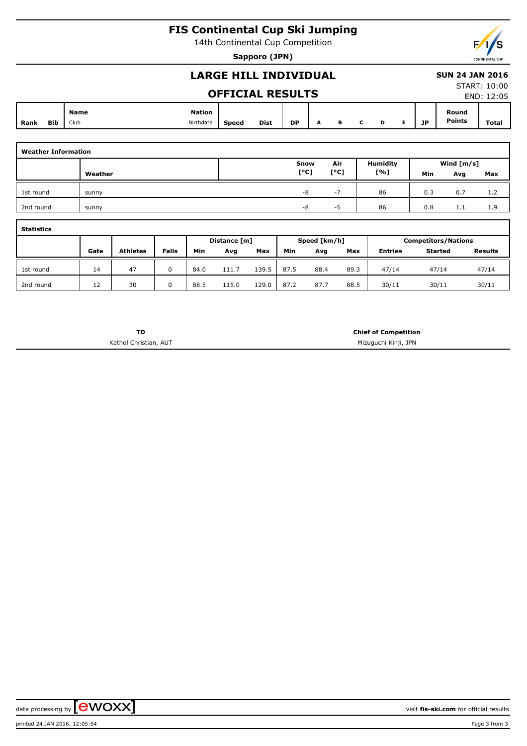# FIS Continental Cup Ski Jumping

14th Continental Cup Competition

**Sapporo (JPN)**

## LARGE HILL INDIVIDUAL

**SUN 24 JAN 2016**

START: 10:00

END: 12:05

## OFFICIAL RESULTS

| Rank | Bib | Name<br>Club | Nation<br>Birthdate | Speed | Dist | DP | A | B | C | D | E | JP | Round Points | Total |
|---|---|---|---|---|---|---|---|---|---|---|---|---|---|---|

**Weather Information**

| | Weather | Snow [°C] | Air [°C] | Humidity [%] | Wind [m/s] | | |
|---|---|---|---|---|---|---|---|
| | | | | | Min | Avg | Max |
| 1st round | sunny | -8 | -7 | 86 | 0.3 | 0.7 | 1.2 |
| 2nd round | sunny | -8 | -5 | 86 | 0.8 | 1.1 | 1.9 |

**Statistics**

| | Gate | Athletes | Falls | Distance [m] | | | Speed [km/h] | | | Competitors/Nations | | |
|---|---|---|---|---|---|---|---|---|---|---|---|---|
| | | | | Min | Avg | Max | Min | Avg | Max | Entries | Started | Results |
| 1st round | 14 | 47 | 0 | 84.0 | 111.7 | 139.5 | 87.5 | 88.4 | 89.3 | 47/14 | 47/14 | 47/14 |
| 2nd round | 12 | 30 | 0 | 88.5 | 115.0 | 129.0 | 87.2 | 87.7 | 88.5 | 30/11 | 30/11 | 30/11 |

**TD**
Kathol Christian, AUT

**Chief of Competition**
Mizuguchi Kinji, JPN

data processing by [ewoxx]

visit **fis-ski.com** for official results

printed 24 JAN 2016, 12:05:54